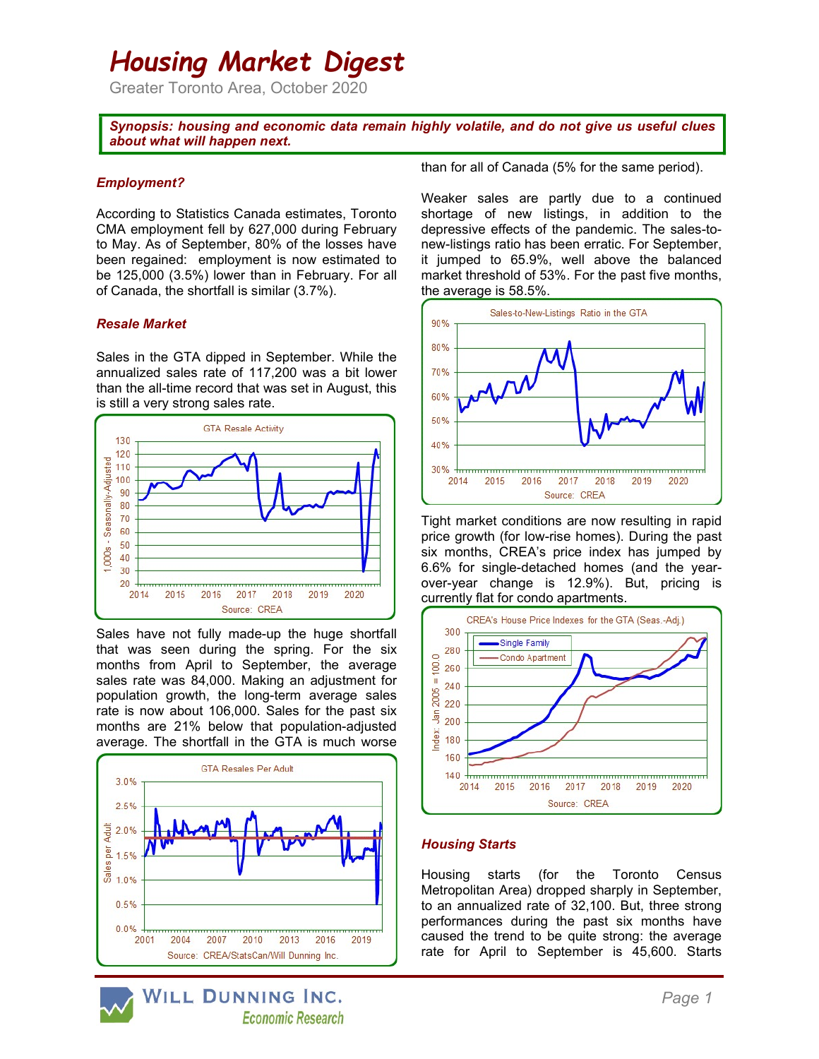# *Housing Market Digest*

Greater Toronto Area, October 2020

***Synopsis: housing and economic data remain highly volatile, and do not give us useful clues about what will happen next.***

### *Employment?*

According to Statistics Canada estimates, Toronto CMA employment fell by 627,000 during February to May. As of September, 80% of the losses have been regained: employment is now estimated to be 125,000 (3.5%) lower than in February. For all of Canada, the shortfall is similar (3.7%).

### *Resale Market*

Sales in the GTA dipped in September. While the annualized sales rate of 117,200 was a bit lower than the all-time record that was set in August, this is still a very strong sales rate.

GTA Resale Activity

Source: CREA

Sales have not fully made-up the huge shortfall that was seen during the spring. For the six months from April to September, the average sales rate was 84,000. Making an adjustment for population growth, the long-term average sales rate is now about 106,000. Sales for the past six months are 21% below that population-adjusted average. The shortfall in the GTA is much worse than for all of Canada (5% for the same period).

GTA Resales Per Adult

Source: CREA/StatsCan/Will Dunning Inc.

Weaker sales are partly due to a continued shortage of new listings, in addition to the depressive effects of the pandemic. The sales-to-new-listings ratio has been erratic. For September, it jumped to 65.9%, well above the balanced market threshold of 53%. For the past five months, the average is 58.5%.

Sales-to-New-Listings Ratio in the GTA

Source: CREA

Tight market conditions are now resulting in rapid price growth (for low-rise homes). During the past six months, CREA's price index has jumped by 6.6% for single-detached homes (and the year-over-year change is 12.9%). But, pricing is currently flat for condo apartments.

CREA's House Price Indexes for the GTA (Seas.-Adj.)

Source: CREA

### *Housing Starts*

Housing starts (for the Toronto Census Metropolitan Area) dropped sharply in September, to an annualized rate of 32,100. But, three strong performances during the past six months have caused the trend to be quite strong: the average rate for April to September is 45,600. Starts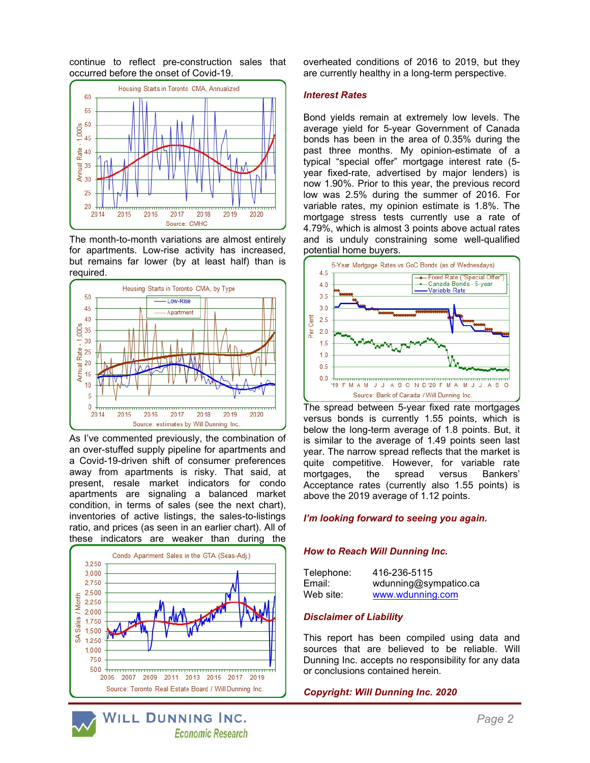continue to reflect pre-construction sales that occurred before the onset of Covid-19.

Housing Starts in Toronto CMA, Annualized

Annual Rate - 1,000s

60
55
50
45
40
35
30
25
20

2014 2015 2016 2017 2018 2019 2020

Source: CMHC

The month-to-month variations are almost entirely for apartments. Low-rise activity has increased, but remains far lower (by at least half) than is required.

Housing Starts in Toronto CMA, by Type

Low-Rise
Apartment

Annual Rate - 1,000s

50
45
40
35
30
25
20
15
10
5
0

2014 2015 2016 2017 2018 2019 2020

Source: estimates by Will Dunning Inc.

As I've commented previously, the combination of an over-stuffed supply pipeline for apartments and a Covid-19-driven shift of consumer preferences away from apartments is risky. That said, at present, resale market indicators for condo apartments are signaling a balanced market condition, in terms of sales (see the next chart), inventories of active listings, the sales-to-listings ratio, and prices (as seen in an earlier chart). All of these indicators are weaker than during the

Condo Apartment Sales in the GTA (Seas-Adj.)

SA Sales / Month

3,250
3,000
2,750
2,500
2,250
2,000
1,750
1,500
1,250
1,000
750
500

2005 2007 2009 2011 2013 2015 2017 2019

Source: Toronto Real Estate Board / Will Dunning Inc.

overheated conditions of 2016 to 2019, but they are currently healthy in a long-term perspective.

### *Interest Rates*

Bond yields remain at extremely low levels. The average yield for 5-year Government of Canada bonds has been in the area of 0.35% during the past three months. My opinion-estimate of a typical "special offer" mortgage interest rate (5-year fixed-rate, advertised by major lenders) is now 1.90%. Prior to this year, the previous record low was 2.5% during the summer of 2016. For variable rates, my opinion estimate is 1.8%. The mortgage stress tests currently use a rate of 4.79%, which is almost 3 points above actual rates and is unduly constraining some well-qualified potential home buyers.

5-Year Mortgage Rates vs GoC Bonds (as of Wednesdays)

Fixed Rate ("Special Offer")
Canada Bonds - 5-year
Variable Rate

Per Cent

4.5
4.0
3.5
3.0
2.5
2.0
1.5
1.0
0.5
0.0

'19 F M A M J J A S O N D '20 F M A M J J A S O

Source: Bank of Canada / Will Dunning Inc.

The spread between 5-year fixed rate mortgages versus bonds is currently 1.55 points, which is below the long-term average of 1.8 points. But, it is similar to the average of 1.49 points seen last year. The narrow spread reflects that the market is quite competitive. However, for variable rate mortgages, the spread versus Bankers' Acceptance rates (currently also 1.55 points) is above the 2019 average of 1.12 points.

***I'm looking forward to seeing you again.***

### *How to Reach Will Dunning Inc.*

| | |
|---|---|
| Telephone: | 416-236-5115 |
| Email: | wdunning@sympatico.ca |
| Web site: | www.wdunning.com |

### *Disclaimer of Liability*

This report has been compiled using data and sources that are believed to be reliable. Will Dunning Inc. accepts no responsibility for any data or conclusions contained herein.

***Copyright: Will Dunning Inc. 2020***

WILL DUNNING INC.
Economic Research